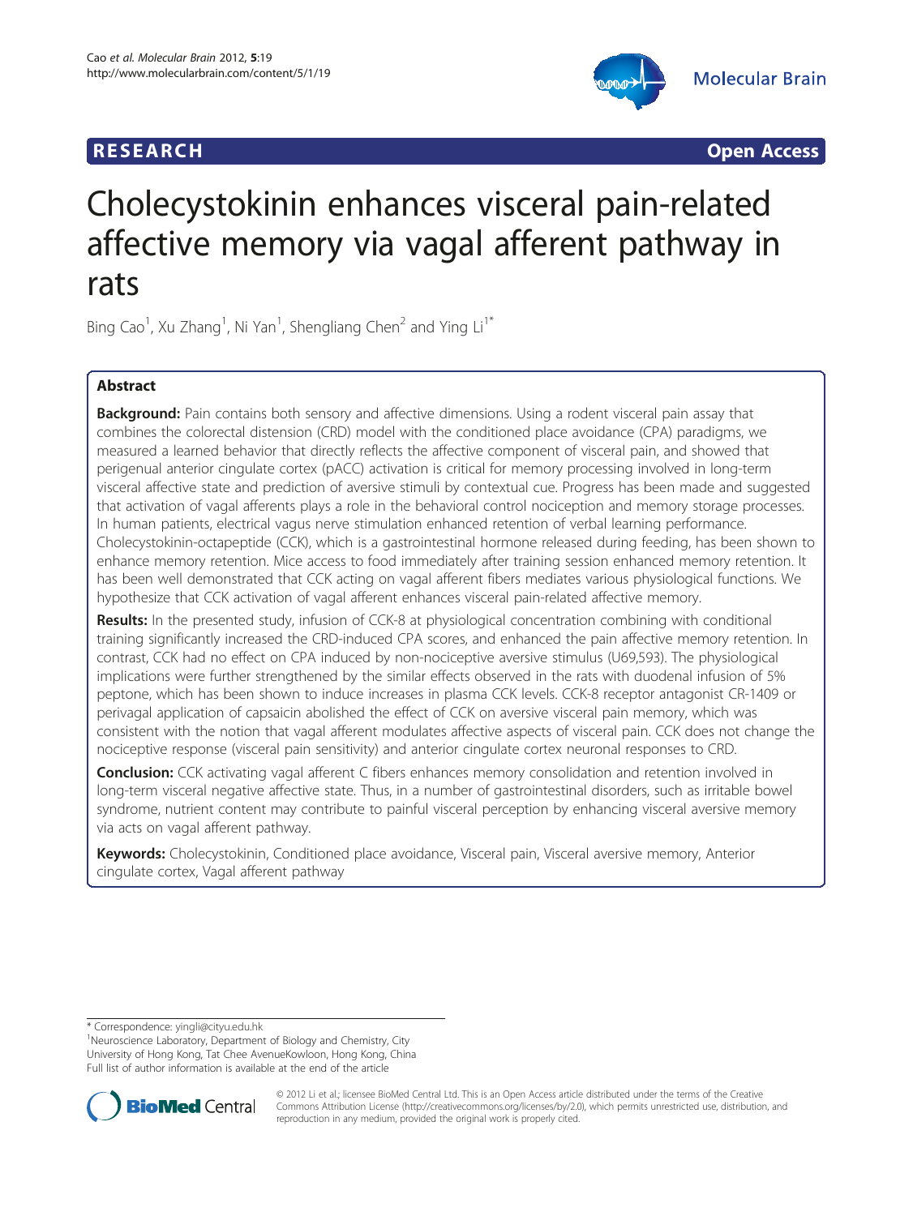RESEARCH Open Access

# Cholecystokinin enhances visceral pain-related affective memory via vagal afferent pathway in rats

Bing Cao[1], Xu Zhang[1], Ni Yan[1], Shengliang Chen[2] and Ying Li[1*]

## Abstract

**Background:** Pain contains both sensory and affective dimensions. Using a rodent visceral pain assay that combines the colorectal distension (CRD) model with the conditioned place avoidance (CPA) paradigms, we measured a learned behavior that directly reflects the affective component of visceral pain, and showed that perigenual anterior cingulate cortex (pACC) activation is critical for memory processing involved in long-term visceral affective state and prediction of aversive stimuli by contextual cue. Progress has been made and suggested that activation of vagal afferents plays a role in the behavioral control nociception and memory storage processes. In human patients, electrical vagus nerve stimulation enhanced retention of verbal learning performance. Cholecystokinin-octapeptide (CCK), which is a gastrointestinal hormone released during feeding, has been shown to enhance memory retention. Mice access to food immediately after training session enhanced memory retention. It has been well demonstrated that CCK acting on vagal afferent fibers mediates various physiological functions. We hypothesize that CCK activation of vagal afferent enhances visceral pain-related affective memory.

**Results:** In the presented study, infusion of CCK-8 at physiological concentration combining with conditional training significantly increased the CRD-induced CPA scores, and enhanced the pain affective memory retention. In contrast, CCK had no effect on CPA induced by non-nociceptive aversive stimulus (U69,593). The physiological implications were further strengthened by the similar effects observed in the rats with duodenal infusion of 5% peptone, which has been shown to induce increases in plasma CCK levels. CCK-8 receptor antagonist CR-1409 or perivagal application of capsaicin abolished the effect of CCK on aversive visceral pain memory, which was consistent with the notion that vagal afferent modulates affective aspects of visceral pain. CCK does not change the nociceptive response (visceral pain sensitivity) and anterior cingulate cortex neuronal responses to CRD.

**Conclusion:** CCK activating vagal afferent C fibers enhances memory consolidation and retention involved in long-term visceral negative affective state. Thus, in a number of gastrointestinal disorders, such as irritable bowel syndrome, nutrient content may contribute to painful visceral perception by enhancing visceral aversive memory via acts on vagal afferent pathway.

**Keywords:** Cholecystokinin, Conditioned place avoidance, Visceral pain, Visceral aversive memory, Anterior cingulate cortex, Vagal afferent pathway

* Correspondence: yingli@cityu.edu.hk

[1]Neuroscience Laboratory, Department of Biology and Chemistry, City University of Hong Kong, Tat Chee AvenueKowloon, Hong Kong, China

Full list of author information is available at the end of the article

© 2012 Li et al.; licensee BioMed Central Ltd. This is an Open Access article distributed under the terms of the Creative Commons Attribution License (http://creativecommons.org/licenses/by/2.0), which permits unrestricted use, distribution, and reproduction in any medium, provided the original work is properly cited.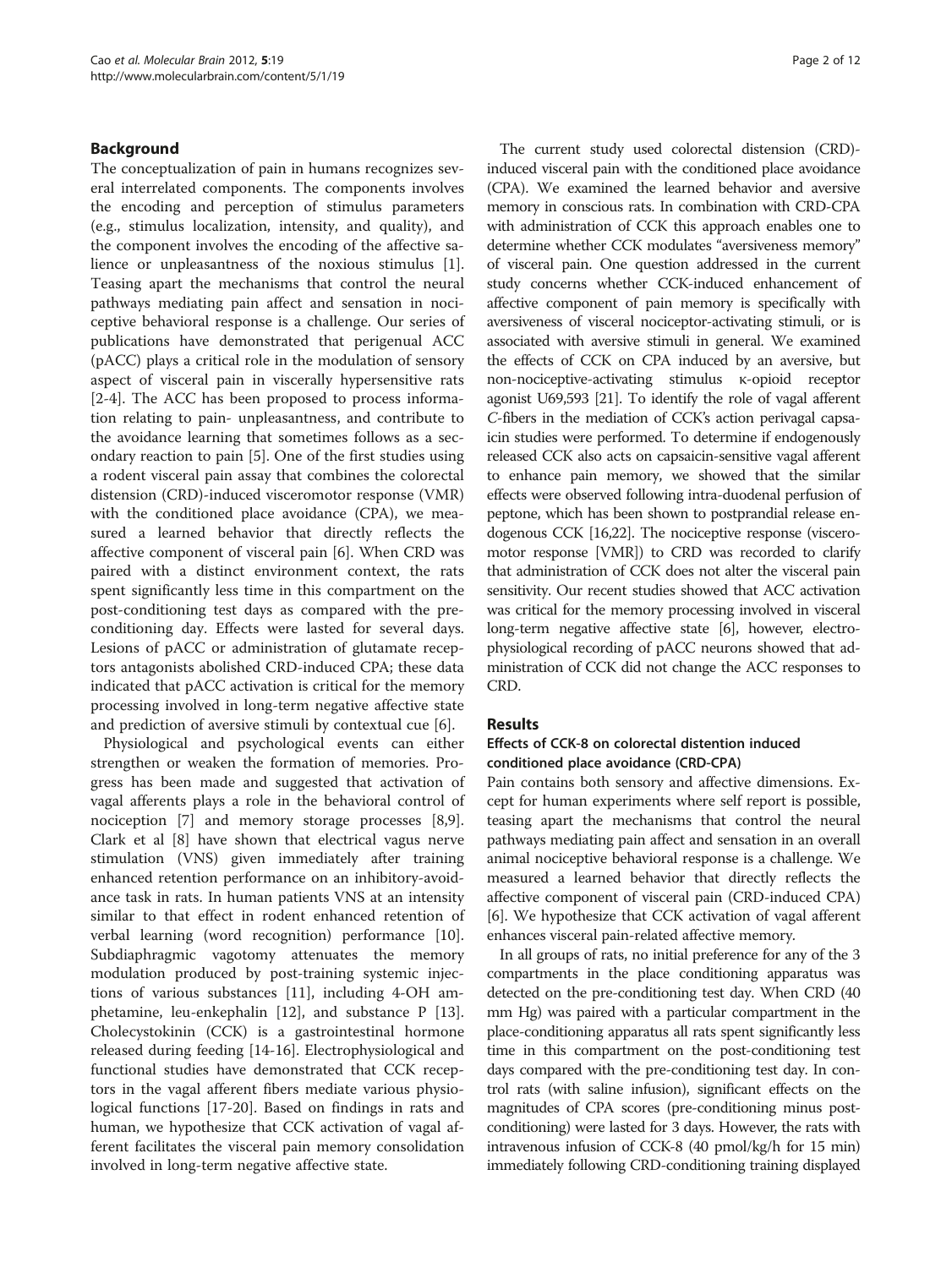## Background

The conceptualization of pain in humans recognizes several interrelated components. The components involves the encoding and perception of stimulus parameters (e.g., stimulus localization, intensity, and quality), and the component involves the encoding of the affective salience or unpleasantness of the noxious stimulus [1]. Teasing apart the mechanisms that control the neural pathways mediating pain affect and sensation in nociceptive behavioral response is a challenge. Our series of publications have demonstrated that perigenual ACC (pACC) plays a critical role in the modulation of sensory aspect of visceral pain in viscerally hypersensitive rats [2-4]. The ACC has been proposed to process information relating to pain- unpleasantness, and contribute to the avoidance learning that sometimes follows as a secondary reaction to pain [5]. One of the first studies using a rodent visceral pain assay that combines the colorectal distension (CRD)-induced visceromotor response (VMR) with the conditioned place avoidance (CPA), we measured a learned behavior that directly reflects the affective component of visceral pain [6]. When CRD was paired with a distinct environment context, the rats spent significantly less time in this compartment on the post-conditioning test days as compared with the preconditioning day. Effects were lasted for several days. Lesions of pACC or administration of glutamate receptors antagonists abolished CRD-induced CPA; these data indicated that pACC activation is critical for the memory processing involved in long-term negative affective state and prediction of aversive stimuli by contextual cue [6].

Physiological and psychological events can either strengthen or weaken the formation of memories. Progress has been made and suggested that activation of vagal afferents plays a role in the behavioral control of nociception [7] and memory storage processes [8,9]. Clark et al [8] have shown that electrical vagus nerve stimulation (VNS) given immediately after training enhanced retention performance on an inhibitory-avoidance task in rats. In human patients VNS at an intensity similar to that effect in rodent enhanced retention of verbal learning (word recognition) performance [10]. Subdiaphragmic vagotomy attenuates the memory modulation produced by post-training systemic injections of various substances [11], including 4-OH amphetamine, leu-enkephalin [12], and substance P [13]. Cholecystokinin (CCK) is a gastrointestinal hormone released during feeding [14-16]. Electrophysiological and functional studies have demonstrated that CCK receptors in the vagal afferent fibers mediate various physiological functions [17-20]. Based on findings in rats and human, we hypothesize that CCK activation of vagal afferent facilitates the visceral pain memory consolidation involved in long-term negative affective state.

The current study used colorectal distension (CRD)-induced visceral pain with the conditioned place avoidance (CPA). We examined the learned behavior and aversive memory in conscious rats. In combination with CRD-CPA with administration of CCK this approach enables one to determine whether CCK modulates "aversiveness memory" of visceral pain. One question addressed in the current study concerns whether CCK-induced enhancement of affective component of pain memory is specifically with aversiveness of visceral nociceptor-activating stimuli, or is associated with aversive stimuli in general. We examined the effects of CCK on CPA induced by an aversive, but non-nociceptive-activating stimulus κ-opioid receptor agonist U69,593 [21]. To identify the role of vagal afferent *C*-fibers in the mediation of CCK's action perivagal capsaicin studies were performed. To determine if endogenously released CCK also acts on capsaicin-sensitive vagal afferent to enhance pain memory, we showed that the similar effects were observed following intra-duodenal perfusion of peptone, which has been shown to postprandial release endogenous CCK [16,22]. The nociceptive response (visceromotor response [VMR]) to CRD was recorded to clarify that administration of CCK does not alter the visceral pain sensitivity. Our recent studies showed that ACC activation was critical for the memory processing involved in visceral long-term negative affective state [6], however, electrophysiological recording of pACC neurons showed that administration of CCK did not change the ACC responses to CRD.

## Results

### Effects of CCK-8 on colorectal distention induced conditioned place avoidance (CRD-CPA)

Pain contains both sensory and affective dimensions. Except for human experiments where self report is possible, teasing apart the mechanisms that control the neural pathways mediating pain affect and sensation in an overall animal nociceptive behavioral response is a challenge. We measured a learned behavior that directly reflects the affective component of visceral pain (CRD-induced CPA) [6]. We hypothesize that CCK activation of vagal afferent enhances visceral pain-related affective memory.

In all groups of rats, no initial preference for any of the 3 compartments in the place conditioning apparatus was detected on the pre-conditioning test day. When CRD (40 mm Hg) was paired with a particular compartment in the place-conditioning apparatus all rats spent significantly less time in this compartment on the post-conditioning test days compared with the pre-conditioning test day. In control rats (with saline infusion), significant effects on the magnitudes of CPA scores (pre-conditioning minus post-conditioning) were lasted for 3 days. However, the rats with intravenous infusion of CCK-8 (40 pmol/kg/h for 15 min) immediately following CRD-conditioning training displayed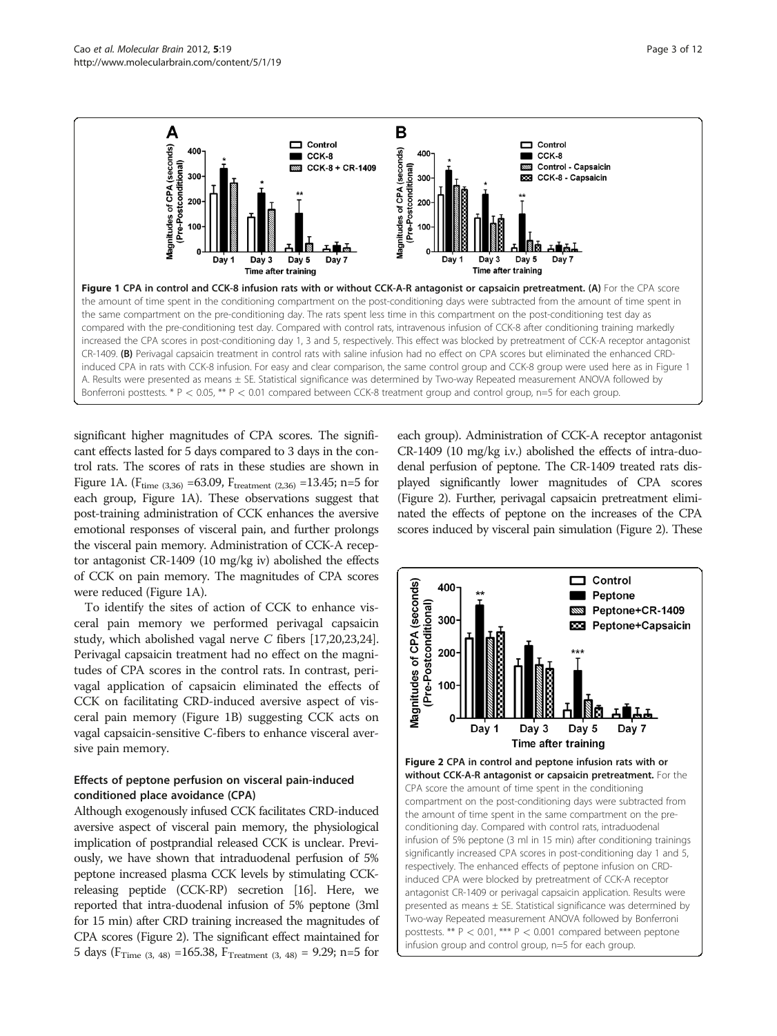A

Magnitudes of CPA (seconds) (Pre-Postconditional)

400
300
200
100
0

Control
CCK-8
CCK-8 + CR-1409

\*
\*
\*\*

Day 1 Day 3 Day 5 Day 7

Time after training

B

Magnitudes of CPA (seconds) (Pre-Postconditional)

400
300
200
100
0

Control
CCK-8
Control - Capsaicin
CCK-8 - Capsaicin

\*
\*
\*\*

Day 1 Day 3 Day 5 Day 7

Time after training

**Figure 1 CPA in control and CCK-8 infusion rats with or without CCK-A-R antagonist or capsaicin pretreatment. (A)** For the CPA score the amount of time spent in the conditioning compartment on the post-conditioning days were subtracted from the amount of time spent in the same compartment on the pre-conditioning day. The rats spent less time in this compartment on the post-conditioning test day as compared with the pre-conditioning test day. Compared with control rats, intravenous infusion of CCK-8 after conditioning training markedly increased the CPA scores in post-conditioning day 1, 3 and 5, respectively. This effect was blocked by pretreatment of CCK-A receptor antagonist CR-1409. **(B)** Perivagal capsaicin treatment in control rats with saline infusion had no effect on CPA scores but eliminated the enhanced CRD-induced CPA in rats with CCK-8 infusion. For easy and clear comparison, the same control group and CCK-8 group were used here as in Figure 1 A. Results were presented as means ± SE. Statistical significance was determined by Two-way Repeated measurement ANOVA followed by Bonferroni posttests. \* P < 0.05, \*\* P < 0.01 compared between CCK-8 treatment group and control group, n=5 for each group.

significant higher magnitudes of CPA scores. The significant effects lasted for 5 days compared to 3 days in the control rats. The scores of rats in these studies are shown in Figure 1A. ($F_{time\ (3,36)}$ =63.09, $F_{treatment\ (2,36)}$ =13.45; n=5 for each group, Figure 1A). These observations suggest that post-training administration of CCK enhances the aversive emotional responses of visceral pain, and further prolongs the visceral pain memory. Administration of CCK-A receptor antagonist CR-1409 (10 mg/kg iv) abolished the effects of CCK on pain memory. The magnitudes of CPA scores were reduced (Figure 1A).

To identify the sites of action of CCK to enhance visceral pain memory we performed perivagal capsaicin study, which abolished vagal nerve C fibers [17,20,23,24]. Perivagal capsaicin treatment had no effect on the magnitudes of CPA scores in the control rats. In contrast, perivagal application of capsaicin eliminated the effects of CCK on facilitating CRD-induced aversive aspect of visceral pain memory (Figure 1B) suggesting CCK acts on vagal capsaicin-sensitive C-fibers to enhance visceral aversive pain memory.

### Effects of peptone perfusion on visceral pain-induced conditioned place avoidance (CPA)

Although exogenously infused CCK facilitates CRD-induced aversive aspect of visceral pain memory, the physiological implication of postprandial released CCK is unclear. Previously, we have shown that intraduodenal perfusion of 5% peptone increased plasma CCK levels by stimulating CCK-releasing peptide (CCK-RP) secretion [16]. Here, we reported that intra-duodenal infusion of 5% peptone (3ml for 15 min) after CRD training increased the magnitudes of CPA scores (Figure 2). The significant effect maintained for 5 days ($F_{Time\ (3,\ 48)}$ =165.38, $F_{Treatment\ (3,\ 48)}$ = 9.29; n=5 for each group). Administration of CCK-A receptor antagonist CR-1409 (10 mg/kg i.v.) abolished the effects of intra-duodenal perfusion of peptone. The CR-1409 treated rats displayed significantly lower magnitudes of CPA scores (Figure 2). Further, perivagal capsaicin pretreatment eliminated the effects of peptone on the increases of the CPA scores induced by visceral pain simulation (Figure 2). These

Magnitudes of CPA (seconds) (Pre-Postconditional)

400
300
200
100
0

Control
Peptone
Peptone+CR-1409
Peptone+Capsaicin

\*\*
\*\*\*

Day 1 Day 3 Day 5 Day 7

Time after training

**Figure 2 CPA in control and peptone infusion rats with or without CCK-A-R antagonist or capsaicin pretreatment.** For the CPA score the amount of time spent in the conditioning compartment on the post-conditioning days were subtracted from the amount of time spent in the same compartment on the pre-conditioning day. Compared with control rats, intraduodenal infusion of 5% peptone (3 ml in 15 min) after conditioning trainings significantly increased CPA scores in post-conditioning day 1 and 5, respectively. The enhanced effects of peptone infusion on CRD-induced CPA were blocked by pretreatment of CCK-A receptor antagonist CR-1409 or perivagal capsaicin application. Results were presented as means ± SE. Statistical significance was determined by Two-way Repeated measurement ANOVA followed by Bonferroni posttests. \*\* P < 0.01, \*\*\* P < 0.001 compared between peptone infusion group and control group, n=5 for each group.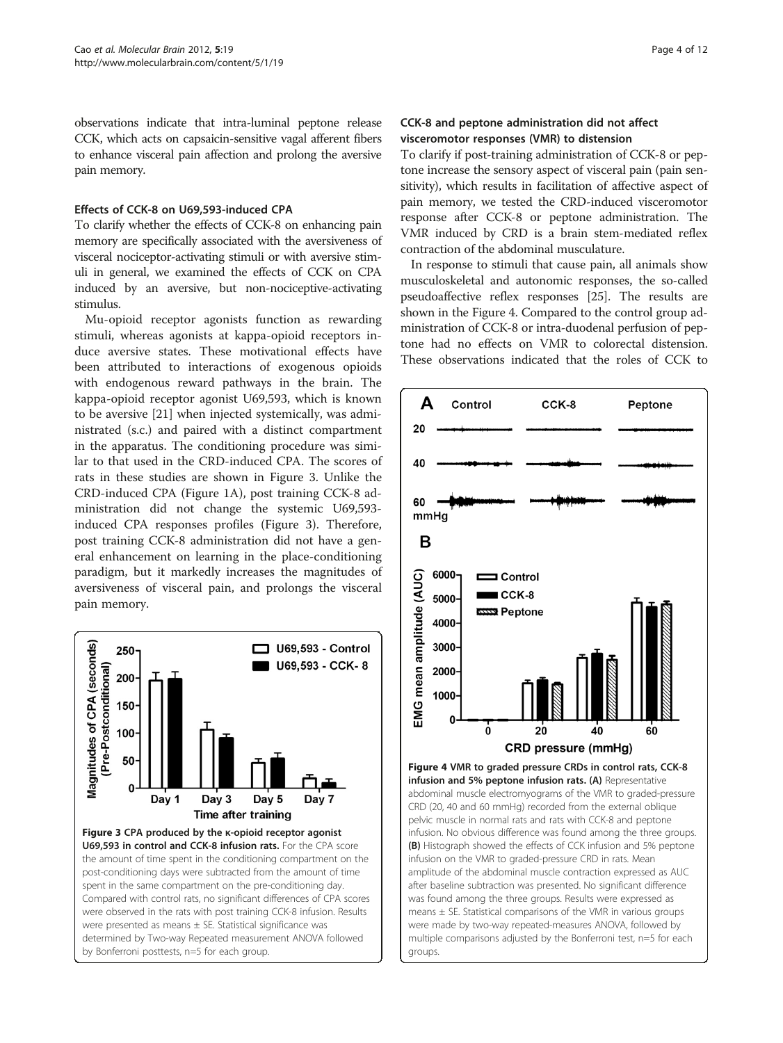observations indicate that intra-luminal peptone release CCK, which acts on capsaicin-sensitive vagal afferent fibers to enhance visceral pain affection and prolong the aversive pain memory.

### Effects of CCK-8 on U69,593-induced CPA

To clarify whether the effects of CCK-8 on enhancing pain memory are specifically associated with the aversiveness of visceral nociceptor-activating stimuli or with aversive stimuli in general, we examined the effects of CCK on CPA induced by an aversive, but non-nociceptive-activating stimulus.

Mu-opioid receptor agonists function as rewarding stimuli, whereas agonists at kappa-opioid receptors induce aversive states. These motivational effects have been attributed to interactions of exogenous opioids with endogenous reward pathways in the brain. The kappa-opioid receptor agonist U69,593, which is known to be aversive [21] when injected systemically, was administrated (s.c.) and paired with a distinct compartment in the apparatus. The conditioning procedure was similar to that used in the CRD-induced CPA. The scores of rats in these studies are shown in Figure 3. Unlike the CRD-induced CPA (Figure 1A), post training CCK-8 administration did not change the systemic U69,593-induced CPA responses profiles (Figure 3). Therefore, post training CCK-8 administration did not have a general enhancement on learning in the place-conditioning paradigm, but it markedly increases the magnitudes of aversiveness of visceral pain, and prolongs the visceral pain memory.

Magnitudes of CPA (seconds) (Pre-Postconditional)
250
200
150
100
50
0
U69,593 - Control
U69,593 - CCK- 8
Day 1
Day 3
Day 5
Day 7
Time after training

**Figure 3 CPA produced by the κ-opioid receptor agonist U69,593 in control and CCK-8 infusion rats.** For the CPA score the amount of time spent in the conditioning compartment on the post-conditioning days were subtracted from the amount of time spent in the same compartment on the pre-conditioning day. Compared with control rats, no significant differences of CPA scores were observed in the rats with post training CCK-8 infusion. Results were presented as means ± SE. Statistical significance was determined by Two-way Repeated measurement ANOVA followed by Bonferroni posttests, n=5 for each group.

### CCK-8 and peptone administration did not affect visceromotor responses (VMR) to distension

To clarify if post-training administration of CCK-8 or peptone increase the sensory aspect of visceral pain (pain sensitivity), which results in facilitation of affective aspect of pain memory, we tested the CRD-induced visceromotor response after CCK-8 or peptone administration. The VMR induced by CRD is a brain stem-mediated reflex contraction of the abdominal musculature.

In response to stimuli that cause pain, all animals show musculoskeletal and autonomic responses, the so-called pseudoaffective reflex responses [25]. The results are shown in the Figure 4. Compared to the control group administration of CCK-8 or intra-duodenal perfusion of peptone had no effects on VMR to colorectal distension. These observations indicated that the roles of CCK to

A
Control
CCK-8
Peptone
20
40
60
mmHg

B
EMG mean amplitude (AUC)
6000
5000
4000
3000
2000
1000
0
Control
CCK-8
Peptone
0
20
40
60
CRD pressure (mmHg)

**Figure 4 VMR to graded pressure CRDs in control rats, CCK-8 infusion and 5% peptone infusion rats. (A)** Representative abdominal muscle electromyograms of the VMR to graded-pressure CRD (20, 40 and 60 mmHg) recorded from the external oblique pelvic muscle in normal rats and rats with CCK-8 and peptone infusion. No obvious difference was found among the three groups. **(B)** Histograph showed the effects of CCK infusion and 5% peptone infusion on the VMR to graded-pressure CRD in rats. Mean amplitude of the abdominal muscle contraction expressed as AUC after baseline subtraction was presented. No significant difference was found among the three groups. Results were expressed as means ± SE. Statistical comparisons of the VMR in various groups were made by two-way repeated-measures ANOVA, followed by multiple comparisons adjusted by the Bonferroni test, n=5 for each groups.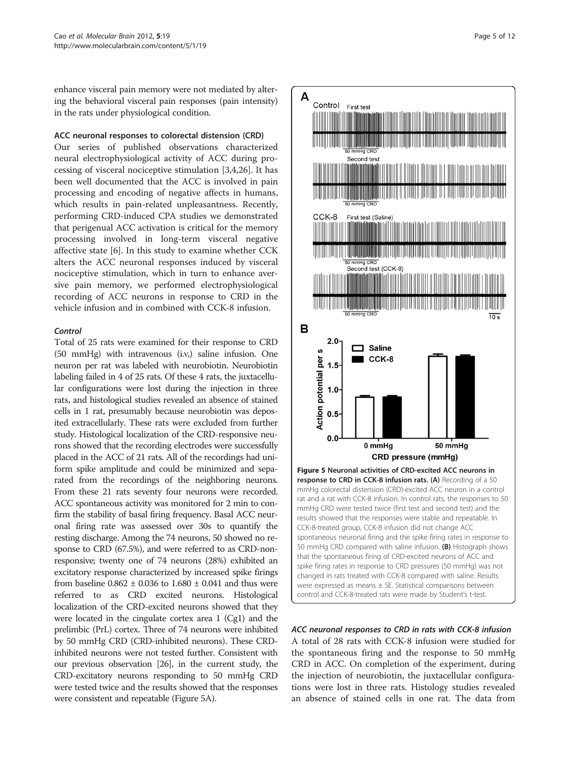enhance visceral pain memory were not mediated by altering the behavioral visceral pain responses (pain intensity) in the rats under physiological condition.

#### ACC neuronal responses to colorectal distension (CRD)

Our series of published observations characterized neural electrophysiological activity of ACC during processing of visceral nociceptive stimulation [3,4,26]. It has been well documented that the ACC is involved in pain processing and encoding of negative affects in humans, which results in pain-related unpleasantness. Recently, performing CRD-induced CPA studies we demonstrated that perigenual ACC activation is critical for the memory processing involved in long-term visceral negative affective state [6]. In this study to examine whether CCK alters the ACC neuronal responses induced by visceral nociceptive stimulation, which in turn to enhance aversive pain memory, we performed electrophysiological recording of ACC neurons in response to CRD in the vehicle infusion and in combined with CCK-8 infusion.

##### *Control*

Total of 25 rats were examined for their response to CRD (50 mmHg) with intravenous (i.v,) saline infusion. One neuron per rat was labeled with neurobiotin. Neurobiotin labeling failed in 4 of 25 rats. Of these 4 rats, the juxtacellular configurations were lost during the injection in three rats, and histological studies revealed an absence of stained cells in 1 rat, presumably because neurobiotin was deposited extracellularly. These rats were excluded from further study. Histological localization of the CRD-responsive neurons showed that the recording electrodes were successfully placed in the ACC of 21 rats. All of the recordings had uniform spike amplitude and could be minimized and separated from the recordings of the neighboring neurons. From these 21 rats seventy four neurons were recorded. ACC spontaneous activity was monitored for 2 min to confirm the stability of basal firing frequency. Basal ACC neuronal firing rate was assessed over 30s to quantify the resting discharge. Among the 74 neurons, 50 showed no response to CRD (67.5%), and were referred to as CRD-nonresponsive; twenty one of 74 neurons (28%) exhibited an excitatory response characterized by increased spike firings from baseline 0.862 ± 0.036 to 1.680 ± 0.041 and thus were referred to as CRD excited neurons. Histological localization of the CRD-excited neurons showed that they were located in the cingulate cortex area 1 (Cg1) and the prelimbic (PrL) cortex. Three of 74 neurons were inhibited by 50 mmHg CRD (CRD-inhibited neurons). These CRD-inhibited neurons were not tested further. Consistent with our previous observation [26], in the current study, the CRD-excitatory neurons responding to 50 mmHg CRD were tested twice and the results showed that the responses were consistent and repeatable (Figure 5A).

A
Control
First test
50 mmHg CRD
Second test
50 mmHg CRD
CCK-8
First test (Saline)
50 mmHg CRD
Second test (CCK-8)
50 mmHg CRD
10 s

B
Saline
CCK-8
Action potential per s
2.0
1.5
1.0
0.5
0.0
0 mmHg
50 mmHg
CRD pressure (mmHg)

**Figure 5 Neuronal activities of CRD-excited ACC neurons in response to CRD in CCK-8 infusion rats. (A)** Recording of a 50 mmHg colorectal distension (CRD)-excited ACC neuron in a control rat and a rat with CCK-8 infusion. In control rats, the responses to 50 mmHg CRD were tested twice (first test and second test) and the results showed that the responses were stable and repeatable. In CCK-8-treated group, CCK-8 infusion did not change ACC spontaneous neuronal firing and the spike firing rates in response to 50 mmHg CRD compared with saline infusion. **(B)** Histograph shows that the spontaneous firing of CRD-excited neurons of ACC and spike firing rates in response to CRD pressures (50 mmHg) was not changed in rats treated with CCK-8 compared with saline. Results were expressed as means ± SE. Statistical comparisons between control and CCK-8-treated rats were made by Student's t-test.

##### *ACC neuronal responses to CRD in rats with CCK-8 infusion*

A total of 28 rats with CCK-8 infusion were studied for the spontaneous firing and the response to 50 mmHg CRD in ACC. On completion of the experiment, during the injection of neurobiotin, the juxtacellular configurations were lost in three rats. Histology studies revealed an absence of stained cells in one rat. The data from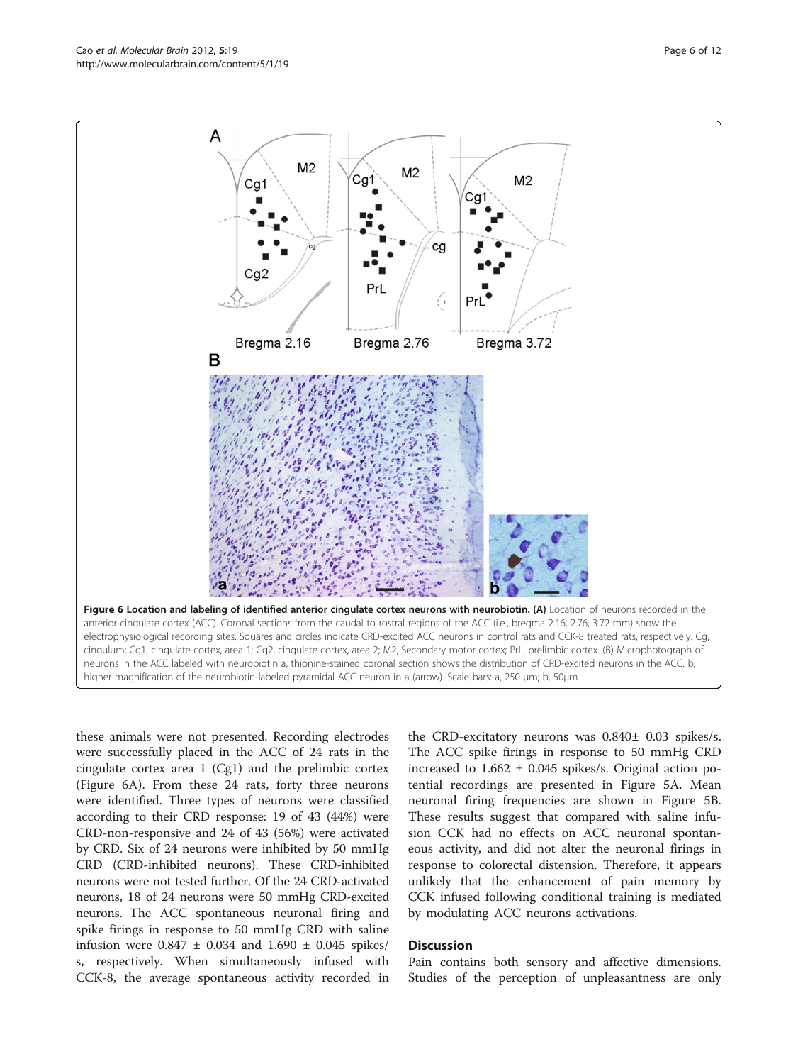**Figure 6 Location and labeling of identified anterior cingulate cortex neurons with neurobiotin.** **(A)** Location of neurons recorded in the anterior cingulate cortex (ACC). Coronal sections from the caudal to rostral regions of the ACC (i.e., bregma 2.16, 2.76, 3.72 mm) show the electrophysiological recording sites. Squares and circles indicate CRD-excited ACC neurons in control rats and CCK-8 treated rats, respectively. Cg, cingulum; Cg1, cingulate cortex, area 1; Cg2, cingulate cortex, area 2; M2, Secondary motor cortex; PrL, prelimbic cortex. (B) Microphotograph of neurons in the ACC labeled with neurobiotin a, thionine-stained coronal section shows the distribution of CRD-excited neurons in the ACC. b, higher magnification of the neurobiotin-labeled pyramidal ACC neuron in a (arrow). Scale bars: a, 250 μm; b, 50μm.

these animals were not presented. Recording electrodes were successfully placed in the ACC of 24 rats in the cingulate cortex area 1 (Cg1) and the prelimbic cortex (Figure 6A). From these 24 rats, forty three neurons were identified. Three types of neurons were classified according to their CRD response: 19 of 43 (44%) were CRD-non-responsive and 24 of 43 (56%) were activated by CRD. Six of 24 neurons were inhibited by 50 mmHg CRD (CRD-inhibited neurons). These CRD-inhibited neurons were not tested further. Of the 24 CRD-activated neurons, 18 of 24 neurons were 50 mmHg CRD-excited neurons. The ACC spontaneous neuronal firing and spike firings in response to 50 mmHg CRD with saline infusion were 0.847 ± 0.034 and 1.690 ± 0.045 spikes/s, respectively. When simultaneously infused with CCK-8, the average spontaneous activity recorded in the CRD-excitatory neurons was 0.840± 0.03 spikes/s. The ACC spike firings in response to 50 mmHg CRD increased to 1.662 ± 0.045 spikes/s. Original action potential recordings are presented in Figure 5A. Mean neuronal firing frequencies are shown in Figure 5B. These results suggest that compared with saline infusion CCK had no effects on ACC neuronal spontaneous activity, and did not alter the neuronal firings in response to colorectal distension. Therefore, it appears unlikely that the enhancement of pain memory by CCK infused following conditional training is mediated by modulating ACC neurons activations.

## Discussion

Pain contains both sensory and affective dimensions. Studies of the perception of unpleasantness are only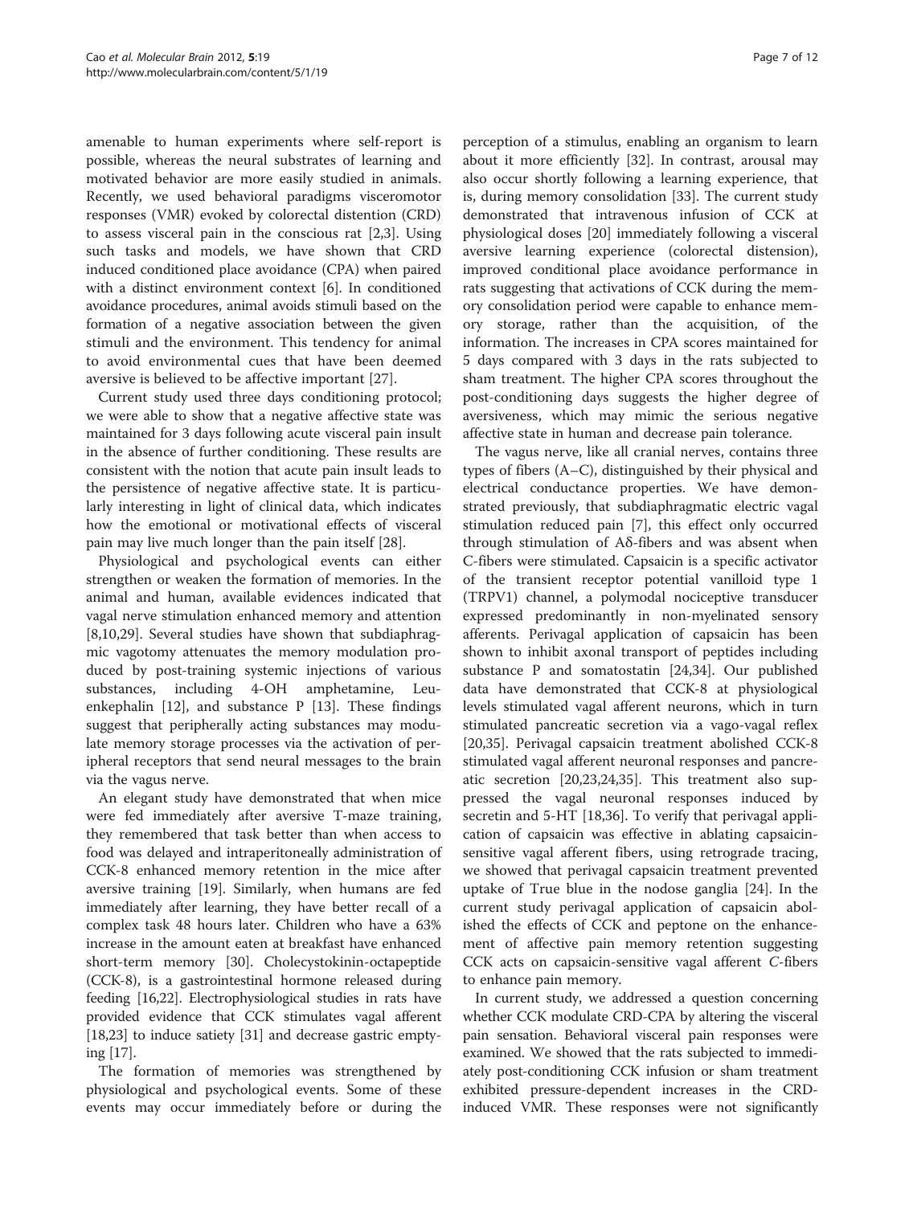amenable to human experiments where self-report is possible, whereas the neural substrates of learning and motivated behavior are more easily studied in animals. Recently, we used behavioral paradigms visceromotor responses (VMR) evoked by colorectal distention (CRD) to assess visceral pain in the conscious rat [2,3]. Using such tasks and models, we have shown that CRD induced conditioned place avoidance (CPA) when paired with a distinct environment context [6]. In conditioned avoidance procedures, animal avoids stimuli based on the formation of a negative association between the given stimuli and the environment. This tendency for animal to avoid environmental cues that have been deemed aversive is believed to be affective important [27].

Current study used three days conditioning protocol; we were able to show that a negative affective state was maintained for 3 days following acute visceral pain insult in the absence of further conditioning. These results are consistent with the notion that acute pain insult leads to the persistence of negative affective state. It is particularly interesting in light of clinical data, which indicates how the emotional or motivational effects of visceral pain may live much longer than the pain itself [28].

Physiological and psychological events can either strengthen or weaken the formation of memories. In the animal and human, available evidences indicated that vagal nerve stimulation enhanced memory and attention [8,10,29]. Several studies have shown that subdiaphragmic vagotomy attenuates the memory modulation produced by post-training systemic injections of various substances, including 4-OH amphetamine, Leu-enkephalin [12], and substance P [13]. These findings suggest that peripherally acting substances may modulate memory storage processes via the activation of peripheral receptors that send neural messages to the brain via the vagus nerve.

An elegant study have demonstrated that when mice were fed immediately after aversive T-maze training, they remembered that task better than when access to food was delayed and intraperitoneally administration of CCK-8 enhanced memory retention in the mice after aversive training [19]. Similarly, when humans are fed immediately after learning, they have better recall of a complex task 48 hours later. Children who have a 63% increase in the amount eaten at breakfast have enhanced short-term memory [30]. Cholecystokinin-octapeptide (CCK-8), is a gastrointestinal hormone released during feeding [16,22]. Electrophysiological studies in rats have provided evidence that CCK stimulates vagal afferent [18,23] to induce satiety [31] and decrease gastric emptying [17].

The formation of memories was strengthened by physiological and psychological events. Some of these events may occur immediately before or during the perception of a stimulus, enabling an organism to learn about it more efficiently [32]. In contrast, arousal may also occur shortly following a learning experience, that is, during memory consolidation [33]. The current study demonstrated that intravenous infusion of CCK at physiological doses [20] immediately following a visceral aversive learning experience (colorectal distension), improved conditional place avoidance performance in rats suggesting that activations of CCK during the memory consolidation period were capable to enhance memory storage, rather than the acquisition, of the information. The increases in CPA scores maintained for 5 days compared with 3 days in the rats subjected to sham treatment. The higher CPA scores throughout the post-conditioning days suggests the higher degree of aversiveness, which may mimic the serious negative affective state in human and decrease pain tolerance.

The vagus nerve, like all cranial nerves, contains three types of fibers (A–C), distinguished by their physical and electrical conductance properties. We have demonstrated previously, that subdiaphragmatic electric vagal stimulation reduced pain [7], this effect only occurred through stimulation of Aδ-fibers and was absent when C-fibers were stimulated. Capsaicin is a specific activator of the transient receptor potential vanilloid type 1 (TRPV1) channel, a polymodal nociceptive transducer expressed predominantly in non-myelinated sensory afferents. Perivagal application of capsaicin has been shown to inhibit axonal transport of peptides including substance P and somatostatin [24,34]. Our published data have demonstrated that CCK-8 at physiological levels stimulated vagal afferent neurons, which in turn stimulated pancreatic secretion via a vago-vagal reflex [20,35]. Perivagal capsaicin treatment abolished CCK-8 stimulated vagal afferent neuronal responses and pancreatic secretion [20,23,24,35]. This treatment also suppressed the vagal neuronal responses induced by secretin and 5-HT [18,36]. To verify that perivagal application of capsaicin was effective in ablating capsaicin-sensitive vagal afferent fibers, using retrograde tracing, we showed that perivagal capsaicin treatment prevented uptake of True blue in the nodose ganglia [24]. In the current study perivagal application of capsaicin abolished the effects of CCK and peptone on the enhancement of affective pain memory retention suggesting CCK acts on capsaicin-sensitive vagal afferent *C*-fibers to enhance pain memory.

In current study, we addressed a question concerning whether CCK modulate CRD-CPA by altering the visceral pain sensation. Behavioral visceral pain responses were examined. We showed that the rats subjected to immediately post-conditioning CCK infusion or sham treatment exhibited pressure-dependent increases in the CRD-induced VMR. These responses were not significantly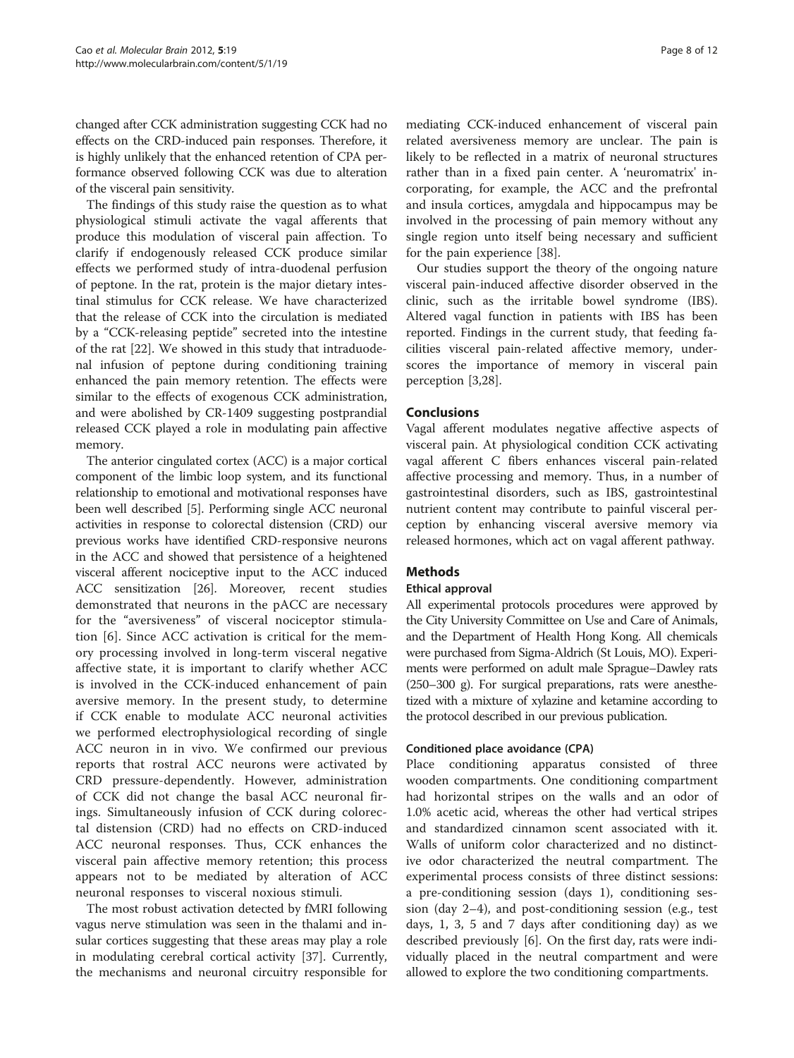changed after CCK administration suggesting CCK had no effects on the CRD-induced pain responses. Therefore, it is highly unlikely that the enhanced retention of CPA performance observed following CCK was due to alteration of the visceral pain sensitivity.

The findings of this study raise the question as to what physiological stimuli activate the vagal afferents that produce this modulation of visceral pain affection. To clarify if endogenously released CCK produce similar effects we performed study of intra-duodenal perfusion of peptone. In the rat, protein is the major dietary intestinal stimulus for CCK release. We have characterized that the release of CCK into the circulation is mediated by a "CCK-releasing peptide" secreted into the intestine of the rat [22]. We showed in this study that intraduodenal infusion of peptone during conditioning training enhanced the pain memory retention. The effects were similar to the effects of exogenous CCK administration, and were abolished by CR-1409 suggesting postprandial released CCK played a role in modulating pain affective memory.

The anterior cingulated cortex (ACC) is a major cortical component of the limbic loop system, and its functional relationship to emotional and motivational responses have been well described [5]. Performing single ACC neuronal activities in response to colorectal distension (CRD) our previous works have identified CRD-responsive neurons in the ACC and showed that persistence of a heightened visceral afferent nociceptive input to the ACC induced ACC sensitization [26]. Moreover, recent studies demonstrated that neurons in the pACC are necessary for the "aversiveness" of visceral nociceptor stimulation [6]. Since ACC activation is critical for the memory processing involved in long-term visceral negative affective state, it is important to clarify whether ACC is involved in the CCK-induced enhancement of pain aversive memory. In the present study, to determine if CCK enable to modulate ACC neuronal activities we performed electrophysiological recording of single ACC neuron in in vivo. We confirmed our previous reports that rostral ACC neurons were activated by CRD pressure-dependently. However, administration of CCK did not change the basal ACC neuronal firings. Simultaneously infusion of CCK during colorectal distension (CRD) had no effects on CRD-induced ACC neuronal responses. Thus, CCK enhances the visceral pain affective memory retention; this process appears not to be mediated by alteration of ACC neuronal responses to visceral noxious stimuli.

The most robust activation detected by fMRI following vagus nerve stimulation was seen in the thalami and insular cortices suggesting that these areas may play a role in modulating cerebral cortical activity [37]. Currently, the mechanisms and neuronal circuitry responsible for mediating CCK-induced enhancement of visceral pain related aversiveness memory are unclear. The pain is likely to be reflected in a matrix of neuronal structures rather than in a fixed pain center. A 'neuromatrix' incorporating, for example, the ACC and the prefrontal and insula cortices, amygdala and hippocampus may be involved in the processing of pain memory without any single region unto itself being necessary and sufficient for the pain experience [38].

Our studies support the theory of the ongoing nature visceral pain-induced affective disorder observed in the clinic, such as the irritable bowel syndrome (IBS). Altered vagal function in patients with IBS has been reported. Findings in the current study, that feeding facilities visceral pain-related affective memory, underscores the importance of memory in visceral pain perception [3,28].

## Conclusions

Vagal afferent modulates negative affective aspects of visceral pain. At physiological condition CCK activating vagal afferent C fibers enhances visceral pain-related affective processing and memory. Thus, in a number of gastrointestinal disorders, such as IBS, gastrointestinal nutrient content may contribute to painful visceral perception by enhancing visceral aversive memory via released hormones, which act on vagal afferent pathway.

## Methods

### Ethical approval

All experimental protocols procedures were approved by the City University Committee on Use and Care of Animals, and the Department of Health Hong Kong. All chemicals were purchased from Sigma-Aldrich (St Louis, MO). Experiments were performed on adult male Sprague–Dawley rats (250–300 g). For surgical preparations, rats were anesthetized with a mixture of xylazine and ketamine according to the protocol described in our previous publication.

### Conditioned place avoidance (CPA)

Place conditioning apparatus consisted of three wooden compartments. One conditioning compartment had horizontal stripes on the walls and an odor of 1.0% acetic acid, whereas the other had vertical stripes and standardized cinnamon scent associated with it. Walls of uniform color characterized and no distinctive odor characterized the neutral compartment. The experimental process consists of three distinct sessions: a pre-conditioning session (days 1), conditioning session (day 2–4), and post-conditioning session (e.g., test days, 1, 3, 5 and 7 days after conditioning day) as we described previously [6]. On the first day, rats were individually placed in the neutral compartment and were allowed to explore the two conditioning compartments.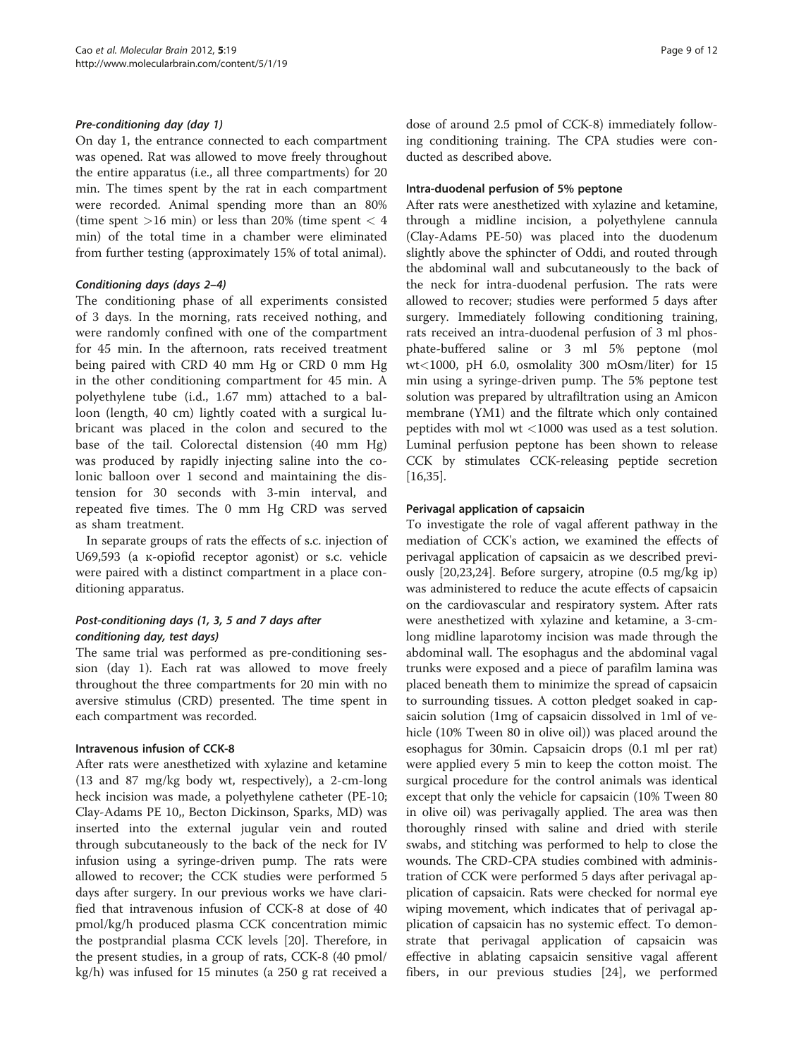#### *Pre-conditioning day (day 1)*

On day 1, the entrance connected to each compartment was opened. Rat was allowed to move freely throughout the entire apparatus (i.e., all three compartments) for 20 min. The times spent by the rat in each compartment were recorded. Animal spending more than an 80% (time spent >16 min) or less than 20% (time spent < 4 min) of the total time in a chamber were eliminated from further testing (approximately 15% of total animal).

#### *Conditioning days (days 2–4)*

The conditioning phase of all experiments consisted of 3 days. In the morning, rats received nothing, and were randomly confined with one of the compartment for 45 min. In the afternoon, rats received treatment being paired with CRD 40 mm Hg or CRD 0 mm Hg in the other conditioning compartment for 45 min. A polyethylene tube (i.d., 1.67 mm) attached to a balloon (length, 40 cm) lightly coated with a surgical lubricant was placed in the colon and secured to the base of the tail. Colorectal distension (40 mm Hg) was produced by rapidly injecting saline into the colonic balloon over 1 second and maintaining the distension for 30 seconds with 3-min interval, and repeated five times. The 0 mm Hg CRD was served as sham treatment.

In separate groups of rats the effects of s.c. injection of U69,593 (a κ-opiofid receptor agonist) or s.c. vehicle were paired with a distinct compartment in a place conditioning apparatus.

#### *Post-conditioning days (1, 3, 5 and 7 days after conditioning day, test days)*

The same trial was performed as pre-conditioning session (day 1). Each rat was allowed to move freely throughout the three compartments for 20 min with no aversive stimulus (CRD) presented. The time spent in each compartment was recorded.

### Intravenous infusion of CCK-8

After rats were anesthetized with xylazine and ketamine (13 and 87 mg/kg body wt, respectively), a 2-cm-long heck incision was made, a polyethylene catheter (PE-10; Clay-Adams PE 10,, Becton Dickinson, Sparks, MD) was inserted into the external jugular vein and routed through subcutaneously to the back of the neck for IV infusion using a syringe-driven pump. The rats were allowed to recover; the CCK studies were performed 5 days after surgery. In our previous works we have clarified that intravenous infusion of CCK-8 at dose of 40 pmol/kg/h produced plasma CCK concentration mimic the postprandial plasma CCK levels [20]. Therefore, in the present studies, in a group of rats, CCK-8 (40 pmol/kg/h) was infused for 15 minutes (a 250 g rat received a dose of around 2.5 pmol of CCK-8) immediately following conditioning training. The CPA studies were conducted as described above.

### Intra-duodenal perfusion of 5% peptone

After rats were anesthetized with xylazine and ketamine, through a midline incision, a polyethylene cannula (Clay-Adams PE-50) was placed into the duodenum slightly above the sphincter of Oddi, and routed through the abdominal wall and subcutaneously to the back of the neck for intra-duodenal perfusion. The rats were allowed to recover; studies were performed 5 days after surgery. Immediately following conditioning training, rats received an intra-duodenal perfusion of 3 ml phosphate-buffered saline or 3 ml 5% peptone (mol wt<1000, pH 6.0, osmolality 300 mOsm/liter) for 15 min using a syringe-driven pump. The 5% peptone test solution was prepared by ultrafiltration using an Amicon membrane (YM1) and the filtrate which only contained peptides with mol wt <1000 was used as a test solution. Luminal perfusion peptone has been shown to release CCK by stimulates CCK-releasing peptide secretion [16,35].

### Perivagal application of capsaicin

To investigate the role of vagal afferent pathway in the mediation of CCK's action, we examined the effects of perivagal application of capsaicin as we described previously [20,23,24]. Before surgery, atropine (0.5 mg/kg ip) was administered to reduce the acute effects of capsaicin on the cardiovascular and respiratory system. After rats were anesthetized with xylazine and ketamine, a 3-cm-long midline laparotomy incision was made through the abdominal wall. The esophagus and the abdominal vagal trunks were exposed and a piece of parafilm lamina was placed beneath them to minimize the spread of capsaicin to surrounding tissues. A cotton pledget soaked in capsaicin solution (1mg of capsaicin dissolved in 1ml of vehicle (10% Tween 80 in olive oil)) was placed around the esophagus for 30min. Capsaicin drops (0.1 ml per rat) were applied every 5 min to keep the cotton moist. The surgical procedure for the control animals was identical except that only the vehicle for capsaicin (10% Tween 80 in olive oil) was perivagally applied. The area was then thoroughly rinsed with saline and dried with sterile swabs, and stitching was performed to help to close the wounds. The CRD-CPA studies combined with administration of CCK were performed 5 days after perivagal application of capsaicin. Rats were checked for normal eye wiping movement, which indicates that of perivagal application of capsaicin has no systemic effect. To demonstrate that perivagal application of capsaicin was effective in ablating capsaicin sensitive vagal afferent fibers, in our previous studies [24], we performed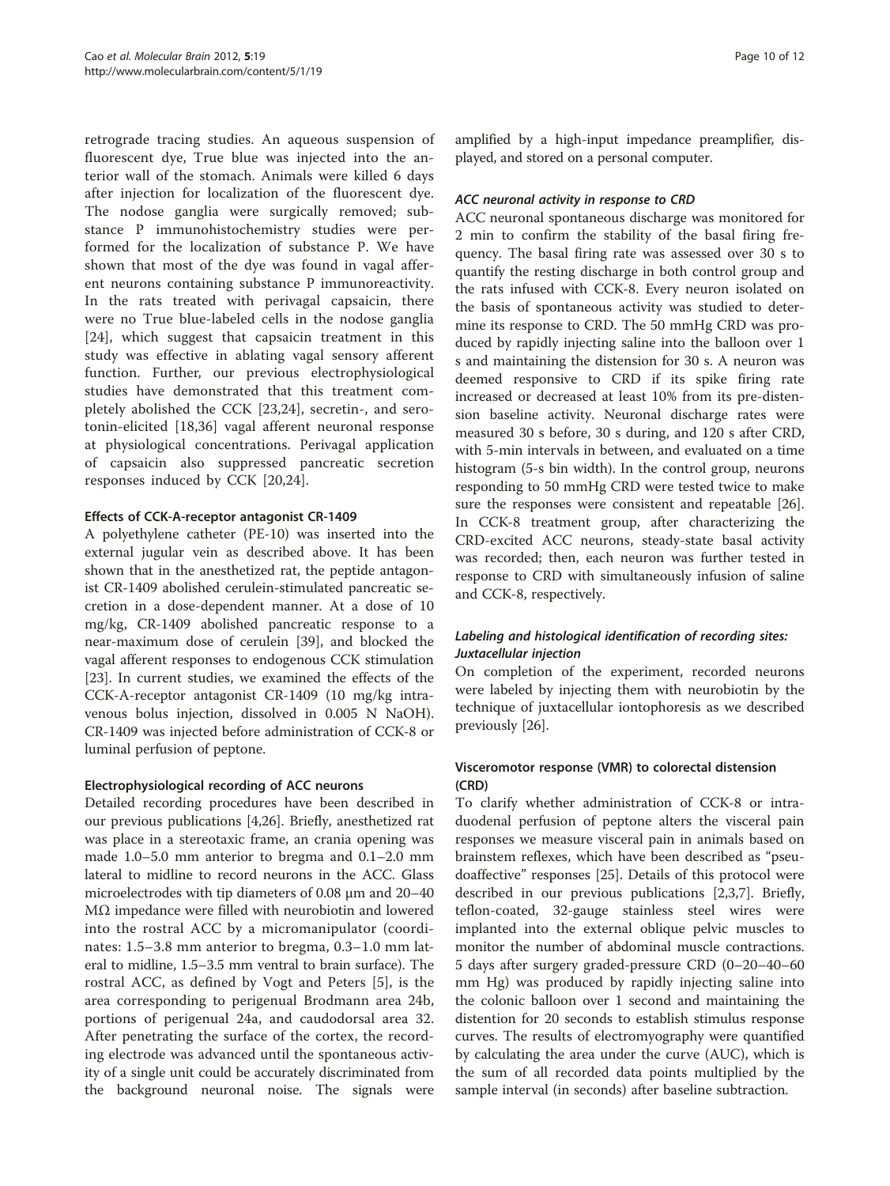retrograde tracing studies. An aqueous suspension of fluorescent dye, True blue was injected into the anterior wall of the stomach. Animals were killed 6 days after injection for localization of the fluorescent dye. The nodose ganglia were surgically removed; substance P immunohistochemistry studies were performed for the localization of substance P. We have shown that most of the dye was found in vagal afferent neurons containing substance P immunoreactivity. In the rats treated with perivagal capsaicin, there were no True blue-labeled cells in the nodose ganglia [24], which suggest that capsaicin treatment in this study was effective in ablating vagal sensory afferent function. Further, our previous electrophysiological studies have demonstrated that this treatment completely abolished the CCK [23,24], secretin-, and serotonin-elicited [18,36] vagal afferent neuronal response at physiological concentrations. Perivagal application of capsaicin also suppressed pancreatic secretion responses induced by CCK [20,24].

### Effects of CCK-A-receptor antagonist CR-1409

A polyethylene catheter (PE-10) was inserted into the external jugular vein as described above. It has been shown that in the anesthetized rat, the peptide antagonist CR-1409 abolished cerulein-stimulated pancreatic secretion in a dose-dependent manner. At a dose of 10 mg/kg, CR-1409 abolished pancreatic response to a near-maximum dose of cerulein [39], and blocked the vagal afferent responses to endogenous CCK stimulation [23]. In current studies, we examined the effects of the CCK-A-receptor antagonist CR-1409 (10 mg/kg intravenous bolus injection, dissolved in 0.005 N NaOH). CR-1409 was injected before administration of CCK-8 or luminal perfusion of peptone.

### Electrophysiological recording of ACC neurons

Detailed recording procedures have been described in our previous publications [4,26]. Briefly, anesthetized rat was place in a stereotaxic frame, an crania opening was made 1.0–5.0 mm anterior to bregma and 0.1–2.0 mm lateral to midline to record neurons in the ACC. Glass microelectrodes with tip diameters of 0.08 μm and 20–40 MΩ impedance were filled with neurobiotin and lowered into the rostral ACC by a micromanipulator (coordinates: 1.5–3.8 mm anterior to bregma, 0.3–1.0 mm lateral to midline, 1.5–3.5 mm ventral to brain surface). The rostral ACC, as defined by Vogt and Peters [5], is the area corresponding to perigenual Brodmann area 24b, portions of perigenual 24a, and caudodorsal area 32. After penetrating the surface of the cortex, the recording electrode was advanced until the spontaneous activity of a single unit could be accurately discriminated from the background neuronal noise. The signals were amplified by a high-input impedance preamplifier, displayed, and stored on a personal computer.

#### *ACC neuronal activity in response to CRD*

ACC neuronal spontaneous discharge was monitored for 2 min to confirm the stability of the basal firing frequency. The basal firing rate was assessed over 30 s to quantify the resting discharge in both control group and the rats infused with CCK-8. Every neuron isolated on the basis of spontaneous activity was studied to determine its response to CRD. The 50 mmHg CRD was produced by rapidly injecting saline into the balloon over 1 s and maintaining the distension for 30 s. A neuron was deemed responsive to CRD if its spike firing rate increased or decreased at least 10% from its pre-distension baseline activity. Neuronal discharge rates were measured 30 s before, 30 s during, and 120 s after CRD, with 5-min intervals in between, and evaluated on a time histogram (5-s bin width). In the control group, neurons responding to 50 mmHg CRD were tested twice to make sure the responses were consistent and repeatable [26]. In CCK-8 treatment group, after characterizing the CRD-excited ACC neurons, steady-state basal activity was recorded; then, each neuron was further tested in response to CRD with simultaneously infusion of saline and CCK-8, respectively.

#### *Labeling and histological identification of recording sites: Juxtacellular injection*

On completion of the experiment, recorded neurons were labeled by injecting them with neurobiotin by the technique of juxtacellular iontophoresis as we described previously [26].

### Visceromotor response (VMR) to colorectal distension (CRD)

To clarify whether administration of CCK-8 or intraduodenal perfusion of peptone alters the visceral pain responses we measure visceral pain in animals based on brainstem reflexes, which have been described as "pseudoaffective" responses [25]. Details of this protocol were described in our previous publications [2,3,7]. Briefly, teflon-coated, 32-gauge stainless steel wires were implanted into the external oblique pelvic muscles to monitor the number of abdominal muscle contractions. 5 days after surgery graded-pressure CRD (0–20–40–60 mm Hg) was produced by rapidly injecting saline into the colonic balloon over 1 second and maintaining the distention for 20 seconds to establish stimulus response curves. The results of electromyography were quantified by calculating the area under the curve (AUC), which is the sum of all recorded data points multiplied by the sample interval (in seconds) after baseline subtraction.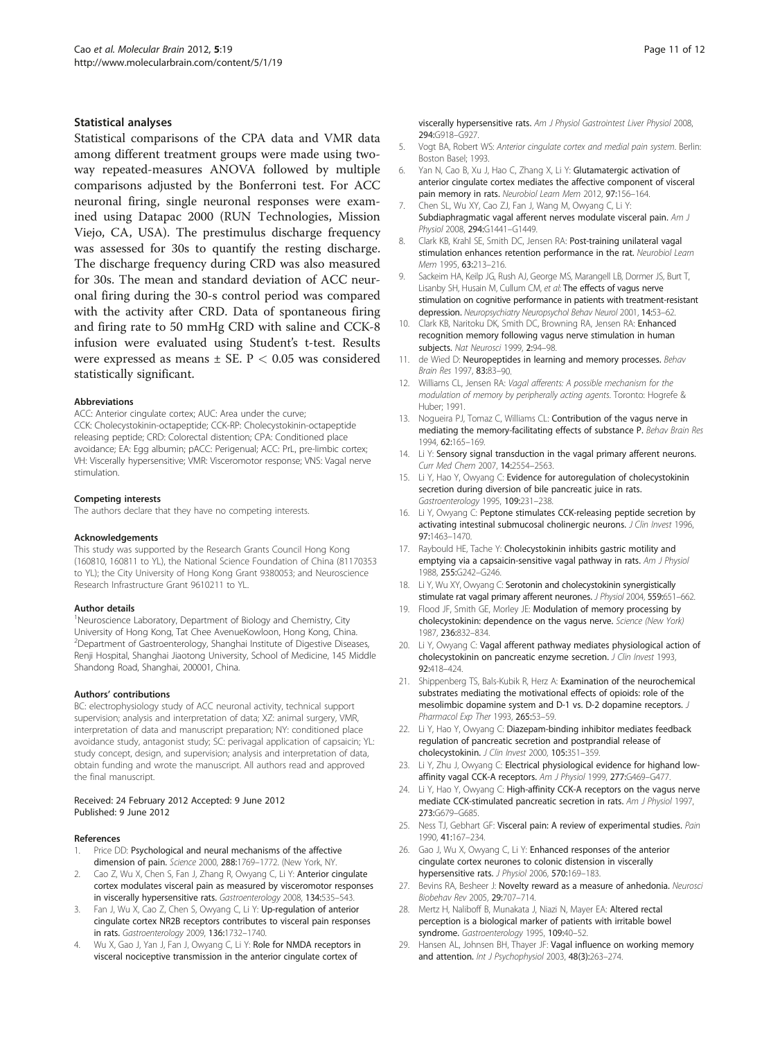### Statistical analyses

Statistical comparisons of the CPA data and VMR data among different treatment groups were made using two-way repeated-measures ANOVA followed by multiple comparisons adjusted by the Bonferroni test. For ACC neuronal firing, single neuronal responses were examined using Datapac 2000 (RUN Technologies, Mission Viejo, CA, USA). The prestimulus discharge frequency was assessed for 30s to quantify the resting discharge. The discharge frequency during CRD was also measured for 30s. The mean and standard deviation of ACC neuronal firing during the 30-s control period was compared with the activity after CRD. Data of spontaneous firing and firing rate to 50 mmHg CRD with saline and CCK-8 infusion were evaluated using Student's t-test. Results were expressed as means ± SE. $P < 0.05$ was considered statistically significant.

#### Abbreviations

ACC: Anterior cingulate cortex; AUC: Area under the curve; CCK: Cholecystokinin-octapeptide; CCK-RP: Cholecystokinin-octapeptide releasing peptide; CRD: Colorectal distention; CPA: Conditioned place avoidance; EA: Egg albumin; pACC: Perigenual; ACC: PrL, pre-limbic cortex; VH: Viscerally hypersensitive; VMR: Visceromotor response; VNS: Vagal nerve stimulation.

#### Competing interests

The authors declare that they have no competing interests.

#### Acknowledgements

This study was supported by the Research Grants Council Hong Kong (160810, 160811 to YL), the National Science Foundation of China (81170353 to YL); the City University of Hong Kong Grant 9380053; and Neuroscience Research Infrastructure Grant 9610211 to YL.

#### Author details

[1]Neuroscience Laboratory, Department of Biology and Chemistry, City University of Hong Kong, Tat Chee AvenueKowloon, Hong Kong, China. [2]Department of Gastroenterology, Shanghai Institute of Digestive Diseases, Renji Hospital, Shanghai Jiaotong University, School of Medicine, 145 Middle Shandong Road, Shanghai, 200001, China.

#### Authors' contributions

BC: electrophysiology study of ACC neuronal activity, technical support supervision; analysis and interpretation of data; XZ: animal surgery, VMR, interpretation of data and manuscript preparation; NY: conditioned place avoidance study, antagonist study; SC: perivagal application of capsaicin; YL: study concept, design, and supervision; analysis and interpretation of data, obtain funding and wrote the manuscript. All authors read and approved the final manuscript.

Received: 24 February 2012 Accepted: 9 June 2012
Published: 9 June 2012

#### References

1. Price DD: **Psychological and neural mechanisms of the affective dimension of pain.** *Science* 2000, **288**:1769–1772. (New York, NY.
2. Cao Z, Wu X, Chen S, Fan J, Zhang R, Owyang C, Li Y: **Anterior cingulate cortex modulates visceral pain as measured by visceromotor responses in viscerally hypersensitive rats.** *Gastroenterology* 2008, **134**:535–543.
3. Fan J, Wu X, Cao Z, Chen S, Owyang C, Li Y: **Up-regulation of anterior cingulate cortex NR2B receptors contributes to visceral pain responses in rats.** *Gastroenterology* 2009, **136**:1732–1740.
4. Wu X, Gao J, Yan J, Fan J, Owyang C, Li Y: **Role for NMDA receptors in visceral nociceptive transmission in the anterior cingulate cortex of viscerally hypersensitive rats.** *Am J Physiol Gastrointest Liver Physiol* 2008, **294**:G918–G927.
5. Vogt BA, Robert WS: *Anterior cingulate cortex and medial pain system*. Berlin: Boston Basel; 1993.
6. Yan N, Cao B, Xu J, Hao C, Zhang X, Li Y: **Glutamatergic activation of anterior cingulate cortex mediates the affective component of visceral pain memory in rats.** *Neurobiol Learn Mem* 2012, **97**:156–164.
7. Chen SL, Wu XY, Cao ZJ, Fan J, Wang M, Owyang C, Li Y: **Subdiaphragmatic vagal afferent nerves modulate visceral pain.** *Am J Physiol* 2008, **294**:G1441–G1449.
8. Clark KB, Krahl SE, Smith DC, Jensen RA: **Post-training unilateral vagal stimulation enhances retention performance in the rat.** *Neurobiol Learn Mem* 1995, **63**:213–216.
9. Sackeim HA, Keilp JG, Rush AJ, George MS, Marangell LB, Dormer JS, Burt T, Lisanby SH, Husain M, Cullum CM, *et al*: **The effects of vagus nerve stimulation on cognitive performance in patients with treatment-resistant depression.** *Neuropsychiatry Neuropsychol Behav Neurol* 2001, **14**:53–62.
10. Clark KB, Naritoku DK, Smith DC, Browning RA, Jensen RA: **Enhanced recognition memory following vagus nerve stimulation in human subjects.** *Nat Neurosci* 1999, **2**:94–98.
11. de Wied D: **Neuropeptides in learning and memory processes.** *Behav Brain Res* 1997, **83**:83–90.
12. Williams CL, Jensen RA: *Vagal afferents: A possible mechanism for the modulation of memory by peripherally acting agents*. Toronto: Hogrefe & Huber; 1991.
13. Nogueira PJ, Tomaz C, Williams CL: **Contribution of the vagus nerve in mediating the memory-facilitating effects of substance P.** *Behav Brain Res* 1994, **62**:165–169.
14. Li Y: **Sensory signal transduction in the vagal primary afferent neurons.** *Curr Med Chem* 2007, **14**:2554–2563.
15. Li Y, Hao Y, Owyang C: **Evidence for autoregulation of cholecystokinin secretion during diversion of bile pancreatic juice in rats.** *Gastroenterology* 1995, **109**:231–238.
16. Li Y, Owyang C: **Peptone stimulates CCK-releasing peptide secretion by activating intestinal submucosal cholinergic neurons.** *J Clin Invest* 1996, **97**:1463–1470.
17. Raybould HE, Tache Y: **Cholecystokinin inhibits gastric motility and emptying via a capsaicin-sensitive vagal pathway in rats.** *Am J Physiol* 1988, **255**:G242–G246.
18. Li Y, Wu XY, Owyang C: **Serotonin and cholecystokinin synergistically stimulate rat vagal primary afferent neurones.** *J Physiol* 2004, **559**:651–662.
19. Flood JF, Smith GE, Morley JE: **Modulation of memory processing by cholecystokinin: dependence on the vagus nerve.** *Science (New York)* 1987, **236**:832–834.
20. Li Y, Owyang C: **Vagal afferent pathway mediates physiological action of cholecystokinin on pancreatic enzyme secretion.** *J Clin Invest* 1993, **92**:418–424.
21. Shippenberg TS, Bals-Kubik R, Herz A: **Examination of the neurochemical substrates mediating the motivational effects of opioids: role of the mesolimbic dopamine system and D-1 vs. D-2 dopamine receptors.** *J Pharmacol Exp Ther* 1993, **265**:53–59.
22. Li Y, Hao Y, Owyang C: **Diazepam-binding inhibitor mediates feedback regulation of pancreatic secretion and postprandial release of cholecystokinin.** *J Clin Invest* 2000, **105**:351–359.
23. Li Y, Zhu J, Owyang C: **Electrical physiological evidence for highand low-affinity vagal CCK-A receptors.** *Am J Physiol* 1999, **277**:G469–G477.
24. Li Y, Hao Y, Owyang C: **High-affinity CCK-A receptors on the vagus nerve mediate CCK-stimulated pancreatic secretion in rats.** *Am J Physiol* 1997, **273**:G679–G685.
25. Ness TJ, Gebhart GF: **Visceral pain: A review of experimental studies.** *Pain* 1990, **41**:167–234.
26. Gao J, Wu X, Owyang C, Li Y: **Enhanced responses of the anterior cingulate cortex neurones to colonic distension in viscerally hypersensitive rats.** *J Physiol* 2006, **570**:169–183.
27. Bevins RA, Besheer J: **Novelty reward as a measure of anhedonia.** *Neurosci Biobehav Rev* 2005, **29**:707–714.
28. Mertz H, Naliboff B, Munakata J, Niazi N, Mayer EA: **Altered rectal perception is a biological marker of patients with irritable bowel syndrome.** *Gastroenterology* 1995, **109**:40–52.
29. Hansen AL, Johnsen BH, Thayer JF: **Vagal influence on working memory and attention.** *Int J Psychophysiol* 2003, **48(3)**:263–274.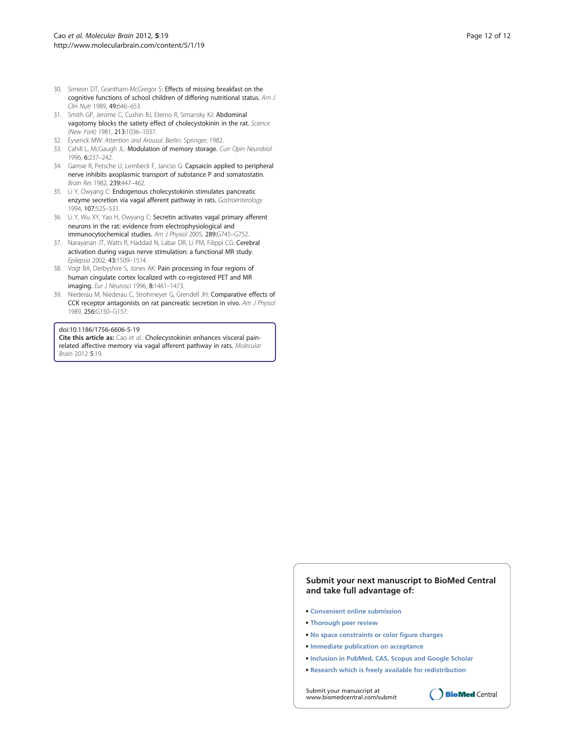30. Simeon DT, Grantham-McGregor S: **Effects of missing breakfast on the cognitive functions of school children of differing nutritional status.** *Am J Clin Nutr* 1989, **49:**646–653.
31. Smith GP, Jerome C, Cushin BJ, Eterno R, Simansky KJ: **Abdominal vagotomy blocks the satiety effect of cholecystokinin in the rat.** *Science (New York)* 1981, **213:**1036–1037.
32. Eysenck MW: *Attention and Arousal*. Berlin: Springer; 1982.
33. Cahill L, McGaugh JL: **Modulation of memory storage.** *Curr Opin Neurobiol* 1996, **6:**237–242.
34. Gamse R, Petsche U, Lembeck F, Jancso G: **Capsaicin applied to peripheral nerve inhibits axoplasmic transport of substance P and somatostatin.** *Brain Res* 1982, **239:**447–462.
35. Li Y, Owyang C: **Endogenous cholecystokinin stimulates pancreatic enzyme secretion via vagal afferent pathway in rats.** *Gastroenterology* 1994, **107:**525–531.
36. Li Y, Wu XY, Yao H, Owyang C: **Secretin activates vagal primary afferent neurons in the rat: evidence from electrophysiological and immunocytochemical studies.** *Am J Physiol* 2005, **289:**G745–G752.
37. Narayanan JT, Watts R, Haddad N, Labar DR, Li PM, Filippi CG: **Cerebral activation during vagus nerve stimulation: a functional MR study.** *Epilepsia* 2002, **43:**1509–1514.
38. Vogt BA, Derbyshire S, Jones AK: **Pain processing in four regions of human cingulate cortex localized with co-registered PET and MR imaging.** *Eur J Neurosci* 1996, **8:**1461–1473.
39. Niederau M, Niederau C, Strohmeyer G, Grendell JH: **Comparative effects of CCK receptor antagonists on rat pancreatic secretion in vivo.** *Am J Physiol* 1989, **256:**G150–G157.

doi:10.1186/1756-6606-5-19
**Cite this article as:** Cao *et al.*: Cholecystokinin enhances visceral pain-related affective memory via vagal afferent pathway in rats. *Molecular Brain* 2012 **5**:19.

**Submit your next manuscript to BioMed Central and take full advantage of:**

- **Convenient online submission**
- **Thorough peer review**
- **No space constraints or color figure charges**
- **Immediate publication on acceptance**
- **Inclusion in PubMed, CAS, Scopus and Google Scholar**
- **Research which is freely available for redistribution**

Submit your manuscript at
www.biomedcentral.com/submit

BioMed Central